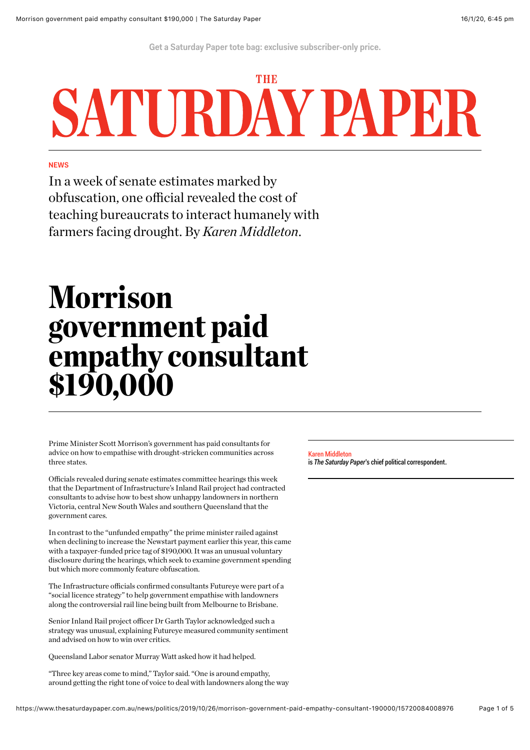Get a Saturday Paper tote bag: exclusive subscriber-only price.

# THE SATURDAY PAPER

NEWS

In a week of senate estimates marked by obfuscation, one official revealed the cost of teaching bureaucrats to interact humanely with farmers facing drought. By *Karen Middleton*.

# Morrison government paid empathy consultant $190,000

Prime Minister Scott Morrison's government has paid consultants for advice on how to empathise with drought-stricken communities across three states.

Officials revealed during senate estimates committee hearings this week that the Department of Infrastructure's Inland Rail project had contracted consultants to advise how to best show unhappy landowners in northern Victoria, central New South Wales and southern Queensland that the government cares.

In contrast to the "unfunded empathy" the prime minister railed against when declining to increase the Newstart payment earlier this year, this came with a taxpayer-funded price tag of $190,000. It was an unusual voluntary disclosure during the hearings, which seek to examine government spending but which more commonly feature obfuscation.

The Infrastructure officials confirmed consultants Futureye were part of a "social licence strategy" to help government empathise with landowners along the controversial rail line being built from Melbourne to Brisbane.

Senior Inland Rail project officer Dr Garth Taylor acknowledged such a strategy was unusual, explaining Futureye measured community sentiment and advised on how to win over critics.

Queensland Labor senator Murray Watt asked how it had helped.

"Three key areas come to mind," Taylor said. "One is around empathy, around getting the right tone of voice to deal with landowners along the way

**Karen Middleton** is *The Saturday Paper*'s chief political correspondent.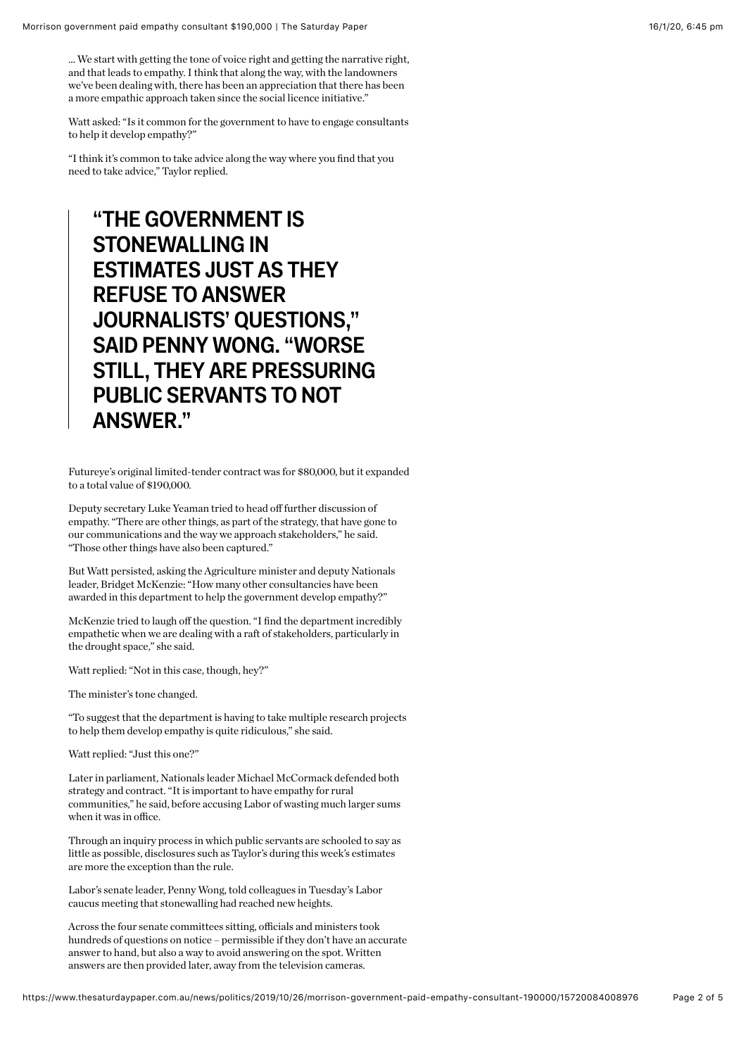... We start with getting the tone of voice right and getting the narrative right, and that leads to empathy. I think that along the way, with the landowners we've been dealing with, there has been an appreciation that there has been a more empathic approach taken since the social licence initiative."

Watt asked: "Is it common for the government to have to engage consultants to help it develop empathy?"

"I think it's common to take advice along the way where you find that you need to take advice," Taylor replied.

> **"THE GOVERNMENT IS STONEWALLING IN ESTIMATES JUST AS THEY REFUSE TO ANSWER JOURNALISTS' QUESTIONS," SAID PENNY WONG. "WORSE STILL, THEY ARE PRESSURING PUBLIC SERVANTS TO NOT ANSWER."**

Futureye's original limited-tender contract was for $80,000, but it expanded to a total value of $190,000.

Deputy secretary Luke Yeaman tried to head off further discussion of empathy. "There are other things, as part of the strategy, that have gone to our communications and the way we approach stakeholders," he said. "Those other things have also been captured."

But Watt persisted, asking the Agriculture minister and deputy Nationals leader, Bridget McKenzie: "How many other consultancies have been awarded in this department to help the government develop empathy?"

McKenzie tried to laugh off the question. "I find the department incredibly empathetic when we are dealing with a raft of stakeholders, particularly in the drought space," she said.

Watt replied: "Not in this case, though, hey?"

The minister's tone changed.

"To suggest that the department is having to take multiple research projects to help them develop empathy is quite ridiculous," she said.

Watt replied: "Just this one?"

Later in parliament, Nationals leader Michael McCormack defended both strategy and contract. "It is important to have empathy for rural communities," he said, before accusing Labor of wasting much larger sums when it was in office.

Through an inquiry process in which public servants are schooled to say as little as possible, disclosures such as Taylor's during this week's estimates are more the exception than the rule.

Labor's senate leader, Penny Wong, told colleagues in Tuesday's Labor caucus meeting that stonewalling had reached new heights.

Across the four senate committees sitting, officials and ministers took hundreds of questions on notice – permissible if they don't have an accurate answer to hand, but also a way to avoid answering on the spot. Written answers are then provided later, away from the television cameras.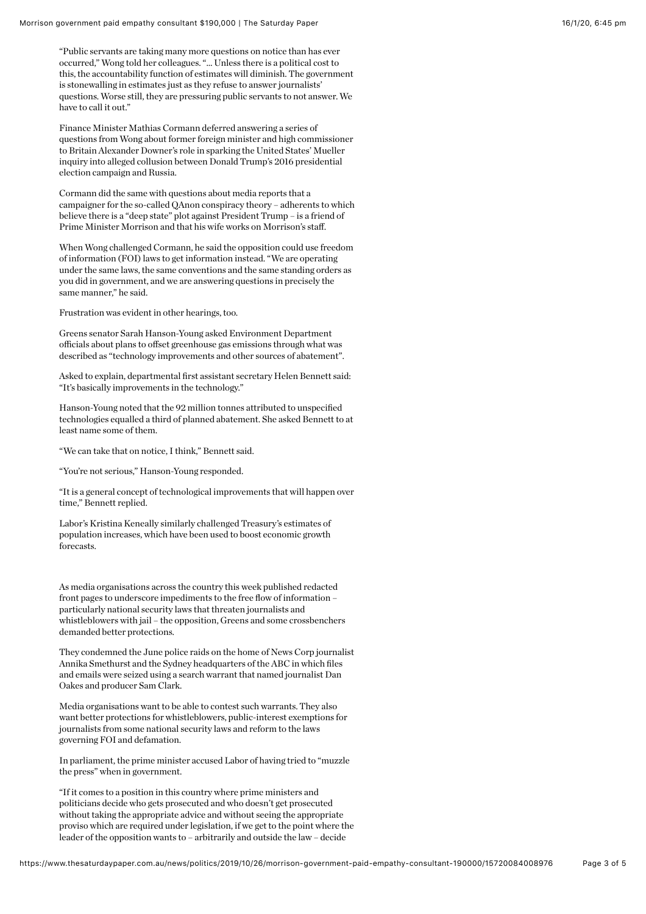"Public servants are taking many more questions on notice than has ever occurred," Wong told her colleagues. "… Unless there is a political cost to this, the accountability function of estimates will diminish. The government is stonewalling in estimates just as they refuse to answer journalists' questions. Worse still, they are pressuring public servants to not answer. We have to call it out."

Finance Minister Mathias Cormann deferred answering a series of questions from Wong about former foreign minister and high commissioner to Britain Alexander Downer's role in sparking the United States' Mueller inquiry into alleged collusion between Donald Trump's 2016 presidential election campaign and Russia.

Cormann did the same with questions about media reports that a campaigner for the so-called QAnon conspiracy theory – adherents to which believe there is a "deep state" plot against President Trump – is a friend of Prime Minister Morrison and that his wife works on Morrison's staff.

When Wong challenged Cormann, he said the opposition could use freedom of information (FOI) laws to get information instead. "We are operating under the same laws, the same conventions and the same standing orders as you did in government, and we are answering questions in precisely the same manner," he said.

Frustration was evident in other hearings, too.

Greens senator Sarah Hanson-Young asked Environment Department officials about plans to offset greenhouse gas emissions through what was described as "technology improvements and other sources of abatement".

Asked to explain, departmental first assistant secretary Helen Bennett said: "It's basically improvements in the technology."

Hanson-Young noted that the 92 million tonnes attributed to unspecified technologies equalled a third of planned abatement. She asked Bennett to at least name some of them.

"We can take that on notice, I think," Bennett said.

"You're not serious," Hanson-Young responded.

"It is a general concept of technological improvements that will happen over time," Bennett replied.

Labor's Kristina Keneally similarly challenged Treasury's estimates of population increases, which have been used to boost economic growth forecasts.

As media organisations across the country this week published redacted front pages to underscore impediments to the free flow of information – particularly national security laws that threaten journalists and whistleblowers with jail – the opposition, Greens and some crossbenchers demanded better protections.

They condemned the June police raids on the home of News Corp journalist Annika Smethurst and the Sydney headquarters of the ABC in which files and emails were seized using a search warrant that named journalist Dan Oakes and producer Sam Clark.

Media organisations want to be able to contest such warrants. They also want better protections for whistleblowers, public-interest exemptions for journalists from some national security laws and reform to the laws governing FOI and defamation.

In parliament, the prime minister accused Labor of having tried to "muzzle the press" when in government.

"If it comes to a position in this country where prime ministers and politicians decide who gets prosecuted and who doesn't get prosecuted without taking the appropriate advice and without seeing the appropriate proviso which are required under legislation, if we get to the point where the leader of the opposition wants to – arbitrarily and outside the law – decide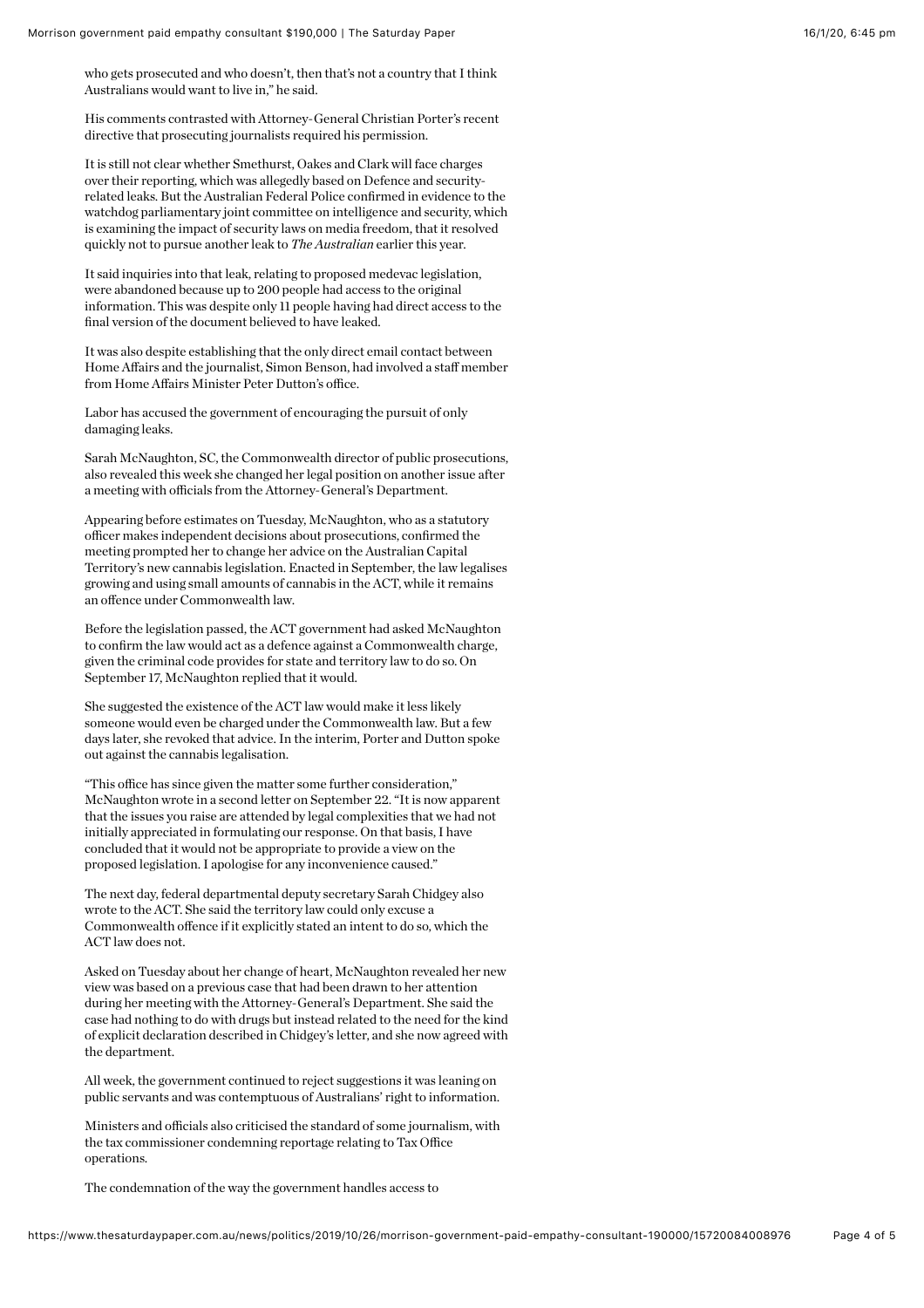who gets prosecuted and who doesn't, then that's not a country that I think Australians would want to live in," he said.

His comments contrasted with Attorney-General Christian Porter's recent directive that prosecuting journalists required his permission.

It is still not clear whether Smethurst, Oakes and Clark will face charges over their reporting, which was allegedly based on Defence and security-related leaks. But the Australian Federal Police confirmed in evidence to the watchdog parliamentary joint committee on intelligence and security, which is examining the impact of security laws on media freedom, that it resolved quickly not to pursue another leak to *The Australian* earlier this year.

It said inquiries into that leak, relating to proposed medevac legislation, were abandoned because up to 200 people had access to the original information. This was despite only 11 people having had direct access to the final version of the document believed to have leaked.

It was also despite establishing that the only direct email contact between Home Affairs and the journalist, Simon Benson, had involved a staff member from Home Affairs Minister Peter Dutton's office.

Labor has accused the government of encouraging the pursuit of only damaging leaks.

Sarah McNaughton, SC, the Commonwealth director of public prosecutions, also revealed this week she changed her legal position on another issue after a meeting with officials from the Attorney-General's Department.

Appearing before estimates on Tuesday, McNaughton, who as a statutory officer makes independent decisions about prosecutions, confirmed the meeting prompted her to change her advice on the Australian Capital Territory's new cannabis legislation. Enacted in September, the law legalises growing and using small amounts of cannabis in the ACT, while it remains an offence under Commonwealth law.

Before the legislation passed, the ACT government had asked McNaughton to confirm the law would act as a defence against a Commonwealth charge, given the criminal code provides for state and territory law to do so. On September 17, McNaughton replied that it would.

She suggested the existence of the ACT law would make it less likely someone would even be charged under the Commonwealth law. But a few days later, she revoked that advice. In the interim, Porter and Dutton spoke out against the cannabis legalisation.

"This office has since given the matter some further consideration," McNaughton wrote in a second letter on September 22. "It is now apparent that the issues you raise are attended by legal complexities that we had not initially appreciated in formulating our response. On that basis, I have concluded that it would not be appropriate to provide a view on the proposed legislation. I apologise for any inconvenience caused."

The next day, federal departmental deputy secretary Sarah Chidgey also wrote to the ACT. She said the territory law could only excuse a Commonwealth offence if it explicitly stated an intent to do so, which the ACT law does not.

Asked on Tuesday about her change of heart, McNaughton revealed her new view was based on a previous case that had been drawn to her attention during her meeting with the Attorney-General's Department. She said the case had nothing to do with drugs but instead related to the need for the kind of explicit declaration described in Chidgey's letter, and she now agreed with the department.

All week, the government continued to reject suggestions it was leaning on public servants and was contemptuous of Australians' right to information.

Ministers and officials also criticised the standard of some journalism, with the tax commissioner condemning reportage relating to Tax Office operations.

The condemnation of the way the government handles access to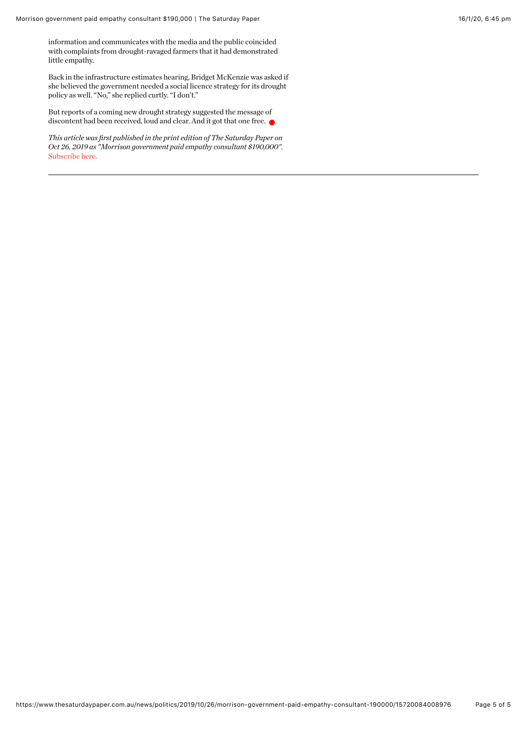information and communicates with the media and the public coincided with complaints from drought-ravaged farmers that it had demonstrated little empathy.

Back in the infrastructure estimates hearing, Bridget McKenzie was asked if she believed the government needed a social licence strategy for its drought policy as well. "No," she replied curtly. "I don't."

But reports of a coming new drought strategy suggested the message of discontent had been received, loud and clear. And it got that one free.

*This article was first published in the print edition of The Saturday Paper on Oct 26, 2019 as "Morrison government paid empathy consultant $190,000".* Subscribe here.